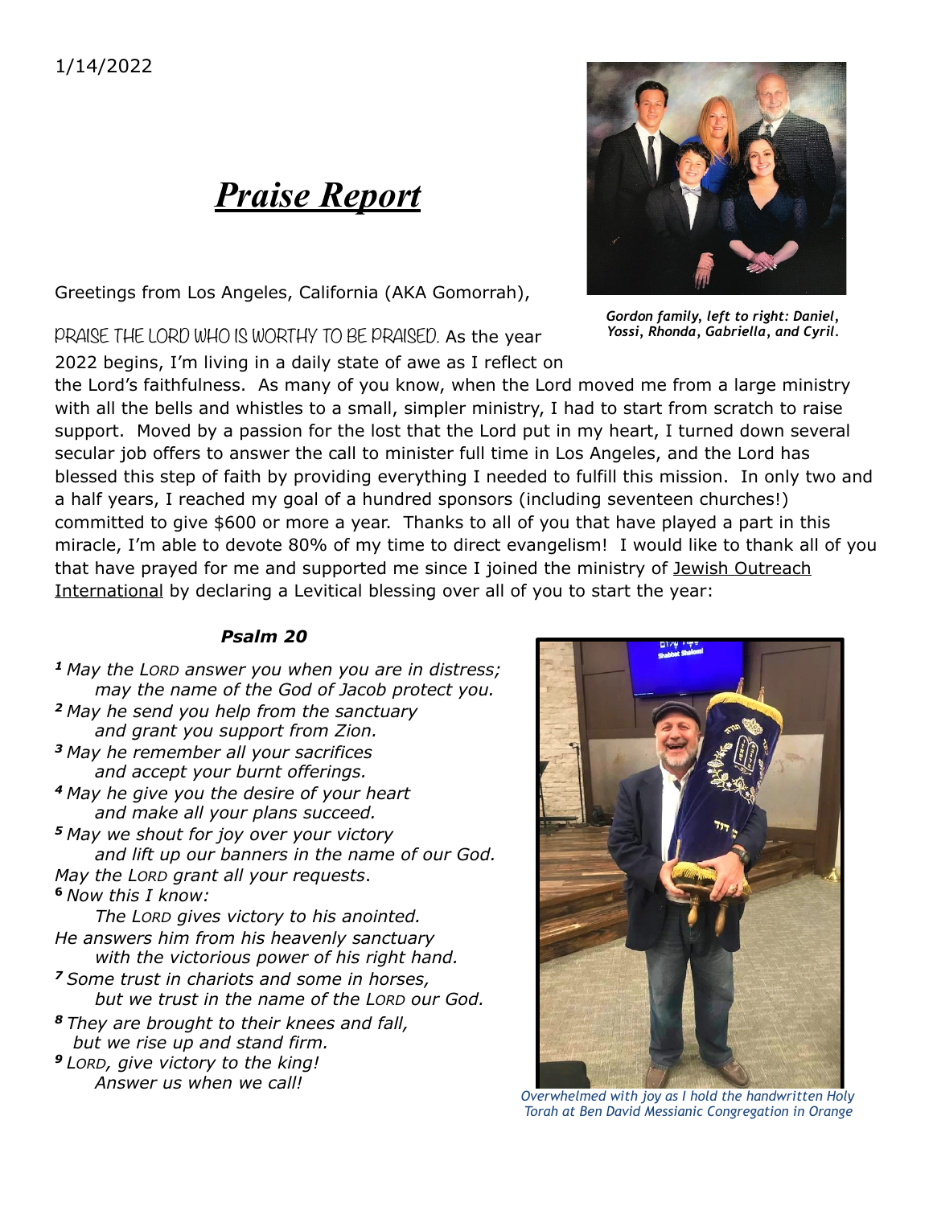1/14/2022

# *Praise Report*

Gordon family, left to right: Daniel, Yossi, Rhonda, Gabriella, and Cyril.

Greetings from Los Angeles, California (AKA Gomorrah),

PRAISE THE LORD WHO IS WORTHY TO BE PRAISED. As the year 2022 begins, I'm living in a daily state of awe as I reflect on the Lord's faithfulness. As many of you know, when the Lord moved me from a large ministry with all the bells and whistles to a small, simpler ministry, I had to start from scratch to raise support. Moved by a passion for the lost that the Lord put in my heart, I turned down several secular job offers to answer the call to minister full time in Los Angeles, and the Lord has blessed this step of faith by providing everything I needed to fulfill this mission. In only two and a half years, I reached my goal of a hundred sponsors (including seventeen churches!) committed to give $600 or more a year. Thanks to all of you that have played a part in this miracle, I'm able to devote 80% of my time to direct evangelism! I would like to thank all of you that have prayed for me and supported me since I joined the ministry of Jewish Outreach International by declaring a Levitical blessing over all of you to start the year:

***Psalm 20***

*[1] May the LORD answer you when you are in distress;*
*may the name of the God of Jacob protect you.*
*[2] May he send you help from the sanctuary*
*and grant you support from Zion.*
*[3] May he remember all your sacrifices*
*and accept your burnt offerings.*
*[4] May he give you the desire of your heart*
*and make all your plans succeed.*
*[5] May we shout for joy over your victory*
*and lift up our banners in the name of our God.*
*May the LORD grant all your requests.*
*[6] Now this I know:*
*The LORD gives victory to his anointed.*
*He answers him from his heavenly sanctuary*
*with the victorious power of his right hand.*
*[7] Some trust in chariots and some in horses,*
*but we trust in the name of the LORD our God.*
*[8] They are brought to their knees and fall,*
*but we rise up and stand firm.*
*[9] LORD, give victory to the king!*
*Answer us when we call!*

*Overwhelmed with joy as I hold the handwritten Holy Torah at Ben David Messianic Congregation in Orange*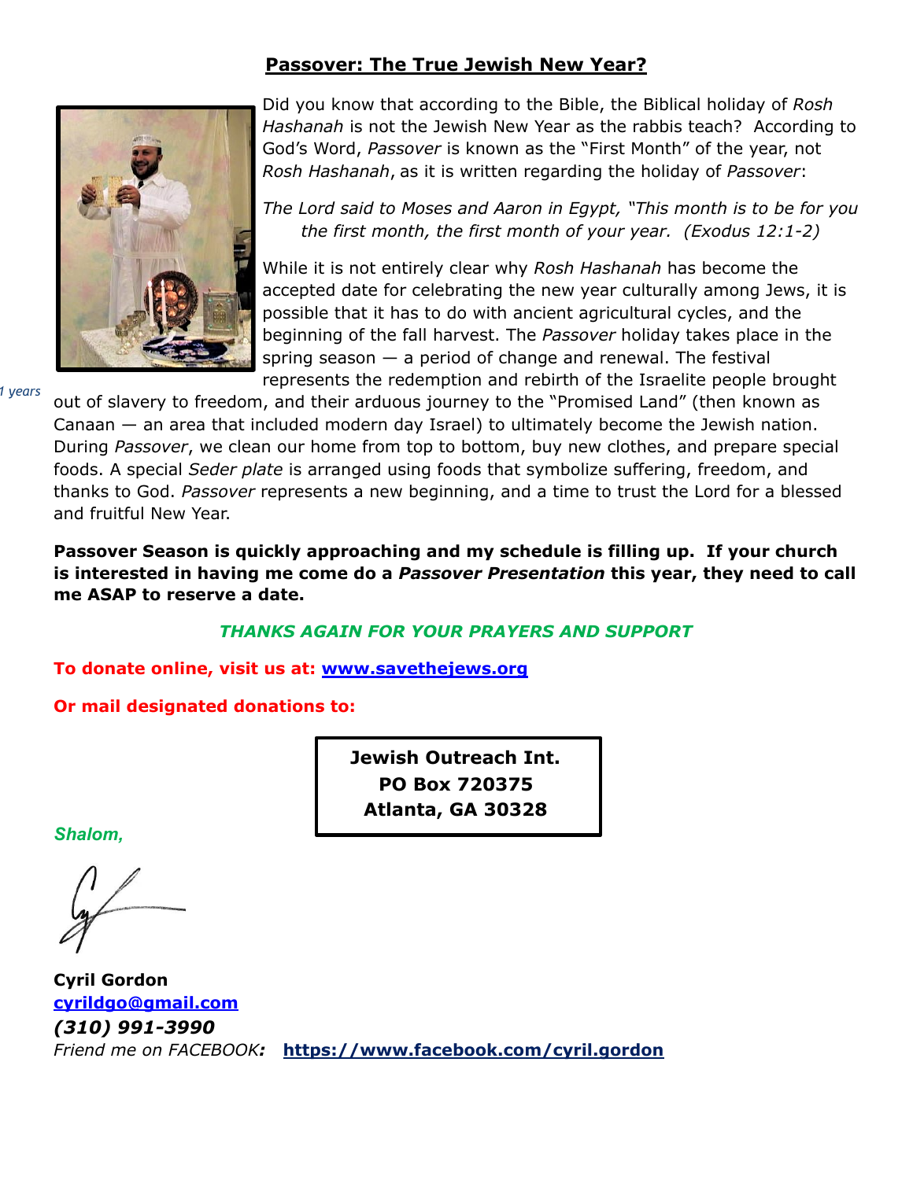## **Passover: The True Jewish New Year?**

Did you know that according to the Bible, the Biblical holiday of *Rosh Hashanah* is not the Jewish New Year as the rabbis teach? According to God's Word, *Passover* is known as the "First Month" of the year, not *Rosh Hashanah*, as it is written regarding the holiday of *Passover*:

*The Lord said to Moses and Aaron in Egypt, "This month is to be for you the first month, the first month of your year. (Exodus 12:1-2)*

While it is not entirely clear why *Rosh Hashanah* has become the accepted date for celebrating the new year culturally among Jews, it is possible that it has to do with ancient agricultural cycles, and the beginning of the fall harvest. The *Passover* holiday takes place in the spring season — a period of change and renewal. The festival represents the redemption and rebirth of the Israelite people brought out of slavery to freedom, and their arduous journey to the "Promised Land" (then known as Canaan — an area that included modern day Israel) to ultimately become the Jewish nation. During *Passover*, we clean our home from top to bottom, buy new clothes, and prepare special foods. A special *Seder plate* is arranged using foods that symbolize suffering, freedom, and thanks to God. *Passover* represents a new beginning, and a time to trust the Lord for a blessed and fruitful New Year.

**Passover Season is quickly approaching and my schedule is filling up. If your church is interested in having me come do a *Passover Presentation* this year, they need to call me ASAP to reserve a date.**

***THANKS AGAIN FOR YOUR PRAYERS AND SUPPORT***

**To donate online, visit us at: [www.savethejews.org](http://www.savethejews.org)**

**Or mail designated donations to:**

**Jewish Outreach Int.**
**PO Box 720375**
**Atlanta, GA 30328**

***Shalom,***

**Cyril Gordon**
[cyrildgo@gmail.com](mailto:cyrildgo@gmail.com)
***(310) 991-3990***
*Friend me on FACEBOOK:* **[https://www.facebook.com/cyril.gordon](https://www.facebook.com/cyril.gordon)**